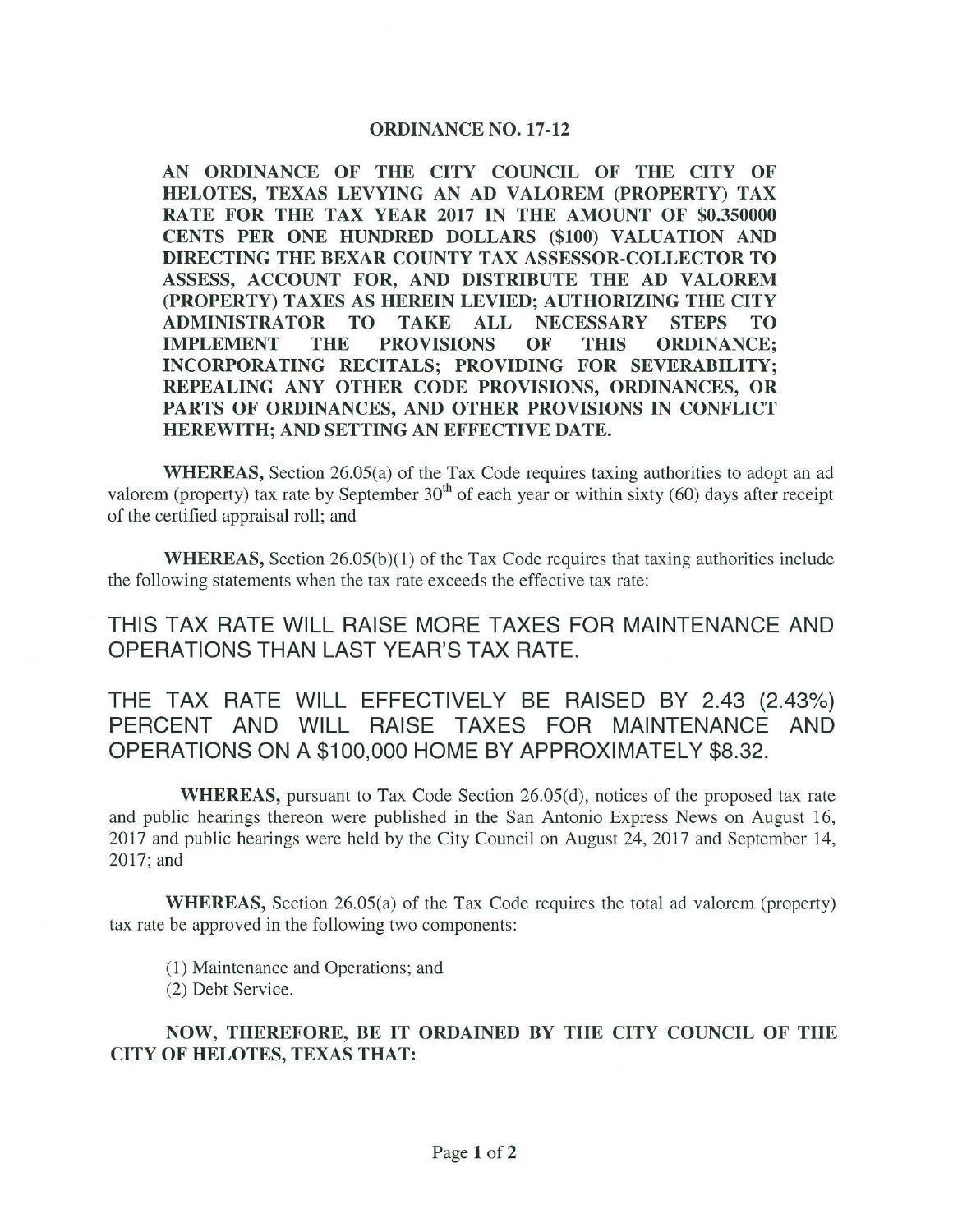# ORDINANCE NO. 17-12

**AN ORDINANCE OF THE CITY COUNCIL OF THE CITY OF HELOTES, TEXAS LEVYING AN AD VALOREM (PROPERTY) TAX RATE FOR THE TAX YEAR 2017 IN THE AMOUNT OF $0.350000 CENTS PER ONE HUNDRED DOLLARS ($100) VALUATION AND DIRECTING THE BEXAR COUNTY TAX ASSESSOR-COLLECTOR TO ASSESS, ACCOUNT FOR, AND DISTRIBUTE THE AD VALOREM (PROPERTY) TAXES AS HEREIN LEVIED; AUTHORIZING THE CITY ADMINISTRATOR TO TAKE ALL NECESSARY STEPS TO IMPLEMENT THE PROVISIONS OF THIS ORDINANCE; INCORPORATING RECITALS; PROVIDING FOR SEVERABILITY; REPEALING ANY OTHER CODE PROVISIONS, ORDINANCES, OR PARTS OF ORDINANCES, AND OTHER PROVISIONS IN CONFLICT HEREWITH; AND SETTING AN EFFECTIVE DATE.**

**WHEREAS,** Section 26.05(a) of the Tax Code requires taxing authorities to adopt an ad valorem (property) tax rate by September 30th of each year or within sixty (60) days after receipt of the certified appraisal roll; and

**WHEREAS,** Section 26.05(b)(1) of the Tax Code requires that taxing authorities include the following statements when the tax rate exceeds the effective tax rate:

THIS TAX RATE WILL RAISE MORE TAXES FOR MAINTENANCE AND OPERATIONS THAN LAST YEAR'S TAX RATE.

THE TAX RATE WILL EFFECTIVELY BE RAISED BY 2.43 (2.43%) PERCENT AND WILL RAISE TAXES FOR MAINTENANCE AND OPERATIONS ON A $100,000 HOME BY APPROXIMATELY $8.32.

**WHEREAS,** pursuant to Tax Code Section 26.05(d), notices of the proposed tax rate and public hearings thereon were published in the San Antonio Express News on August 16, 2017 and public hearings were held by the City Council on August 24, 2017 and September 14, 2017; and

**WHEREAS,** Section 26.05(a) of the Tax Code requires the total ad valorem (property) tax rate be approved in the following two components:

(1) Maintenance and Operations; and
(2) Debt Service.

**NOW, THEREFORE, BE IT ORDAINED BY THE CITY COUNCIL OF THE CITY OF HELOTES, TEXAS THAT:**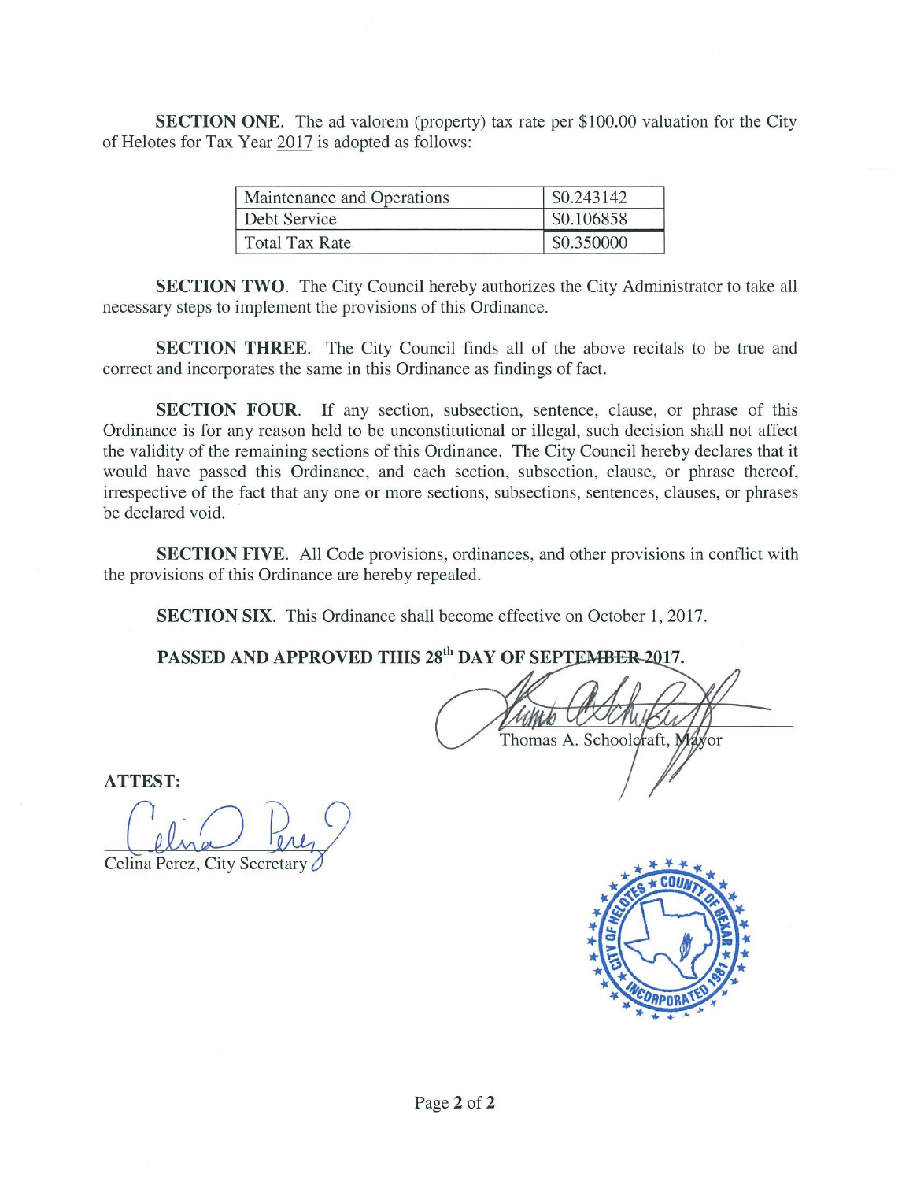**SECTION ONE**. The ad valorem (property) tax rate per $100.00 valuation for the City of Helotes for Tax Year 2017 is adopted as follows:

| | |
|---|---|
| Maintenance and Operations | $0.243142 |
| Debt Service | $0.106858 |
| Total Tax Rate | $0.350000 |

**SECTION TWO**. The City Council hereby authorizes the City Administrator to take all necessary steps to implement the provisions of this Ordinance.

**SECTION THREE**. The City Council finds all of the above recitals to be true and correct and incorporates the same in this Ordinance as findings of fact.

**SECTION FOUR**. If any section, subsection, sentence, clause, or phrase of this Ordinance is for any reason held to be unconstitutional or illegal, such decision shall not affect the validity of the remaining sections of this Ordinance. The City Council hereby declares that it would have passed this Ordinance, and each section, subsection, clause, or phrase thereof, irrespective of the fact that any one or more sections, subsections, sentences, clauses, or phrases be declared void.

**SECTION FIVE**. All Code provisions, ordinances, and other provisions in conflict with the provisions of this Ordinance are hereby repealed.

**SECTION SIX**. This Ordinance shall become effective on October 1, 2017.

**PASSED AND APPROVED THIS 28th DAY OF SEPTEMBER 2017.**

Thomas A. Schoolcraft, Mayor

**ATTEST:**

Celina Perez, City Secretary

CITY OF HELOTES ★ COUNTY OF BEXAR ★ INCORPORATED 1981